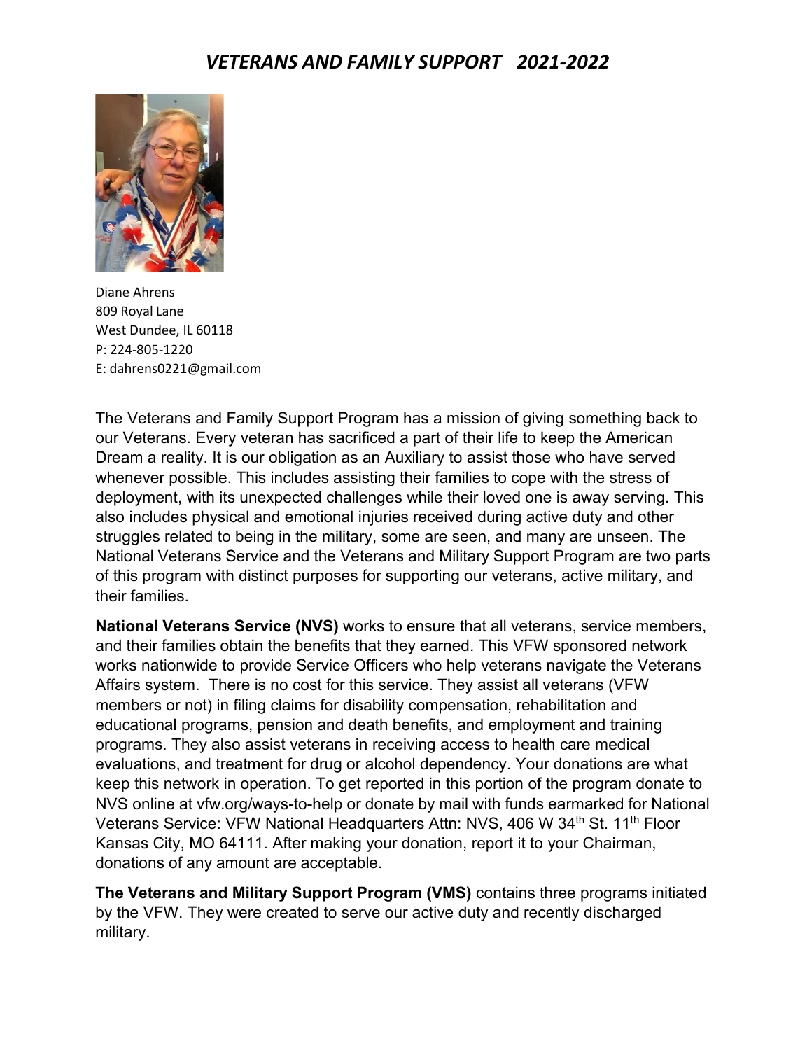# *VETERANS AND FAMILY SUPPORT 2021-2022*

Diane Ahrens
809 Royal Lane
West Dundee, IL 60118
P: 224-805-1220
E: dahrens0221@gmail.com

The Veterans and Family Support Program has a mission of giving something back to our Veterans. Every veteran has sacrificed a part of their life to keep the American Dream a reality. It is our obligation as an Auxiliary to assist those who have served whenever possible. This includes assisting their families to cope with the stress of deployment, with its unexpected challenges while their loved one is away serving. This also includes physical and emotional injuries received during active duty and other struggles related to being in the military, some are seen, and many are unseen. The National Veterans Service and the Veterans and Military Support Program are two parts of this program with distinct purposes for supporting our veterans, active military, and their families.

**National Veterans Service (NVS)** works to ensure that all veterans, service members, and their families obtain the benefits that they earned. This VFW sponsored network works nationwide to provide Service Officers who help veterans navigate the Veterans Affairs system. There is no cost for this service. They assist all veterans (VFW members or not) in filing claims for disability compensation, rehabilitation and educational programs, pension and death benefits, and employment and training programs. They also assist veterans in receiving access to health care medical evaluations, and treatment for drug or alcohol dependency. Your donations are what keep this network in operation. To get reported in this portion of the program donate to NVS online at vfw.org/ways-to-help or donate by mail with funds earmarked for National Veterans Service: VFW National Headquarters Attn: NVS, 406 W 34th St. 11th Floor Kansas City, MO 64111. After making your donation, report it to your Chairman, donations of any amount are acceptable.

**The Veterans and Military Support Program (VMS)** contains three programs initiated by the VFW. They were created to serve our active duty and recently discharged military.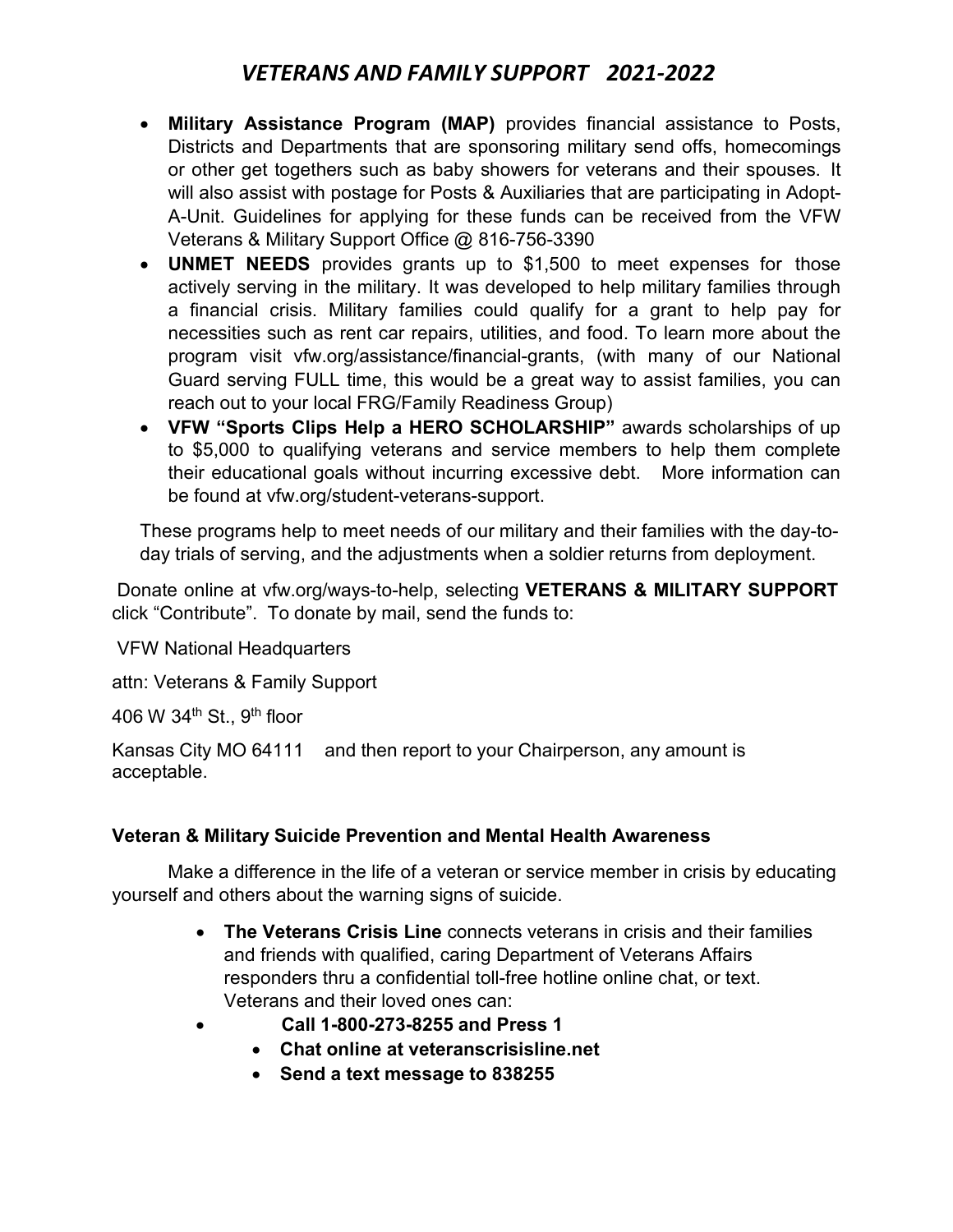# *VETERANS AND FAMILY SUPPORT 2021-2022*

- **Military Assistance Program (MAP)** provides financial assistance to Posts, Districts and Departments that are sponsoring military send offs, homecomings or other get togethers such as baby showers for veterans and their spouses. It will also assist with postage for Posts & Auxiliaries that are participating in Adopt-A-Unit. Guidelines for applying for these funds can be received from the VFW Veterans & Military Support Office @ 816-756-3390
- **UNMET NEEDS** provides grants up to $1,500 to meet expenses for those actively serving in the military. It was developed to help military families through a financial crisis. Military families could qualify for a grant to help pay for necessities such as rent car repairs, utilities, and food. To learn more about the program visit vfw.org/assistance/financial-grants, (with many of our National Guard serving FULL time, this would be a great way to assist families, you can reach out to your local FRG/Family Readiness Group)
- **VFW "Sports Clips Help a HERO SCHOLARSHIP"** awards scholarships of up to $5,000 to qualifying veterans and service members to help them complete their educational goals without incurring excessive debt. More information can be found at vfw.org/student-veterans-support.

These programs help to meet needs of our military and their families with the day-to-day trials of serving, and the adjustments when a soldier returns from deployment.

Donate online at vfw.org/ways-to-help, selecting **VETERANS & MILITARY SUPPORT** click "Contribute". To donate by mail, send the funds to:

VFW National Headquarters

attn: Veterans & Family Support

406 W 34th St., 9th floor

Kansas City MO 64111 and then report to your Chairperson, any amount is acceptable.

**Veteran & Military Suicide Prevention and Mental Health Awareness**

Make a difference in the life of a veteran or service member in crisis by educating yourself and others about the warning signs of suicide.

- **The Veterans Crisis Line** connects veterans in crisis and their families and friends with qualified, caring Department of Veterans Affairs responders thru a confidential toll-free hotline online chat, or text. Veterans and their loved ones can:
- **Call 1-800-273-8255 and Press 1**
  - **Chat online at veteranscrisisline.net**
  - **Send a text message to 838255**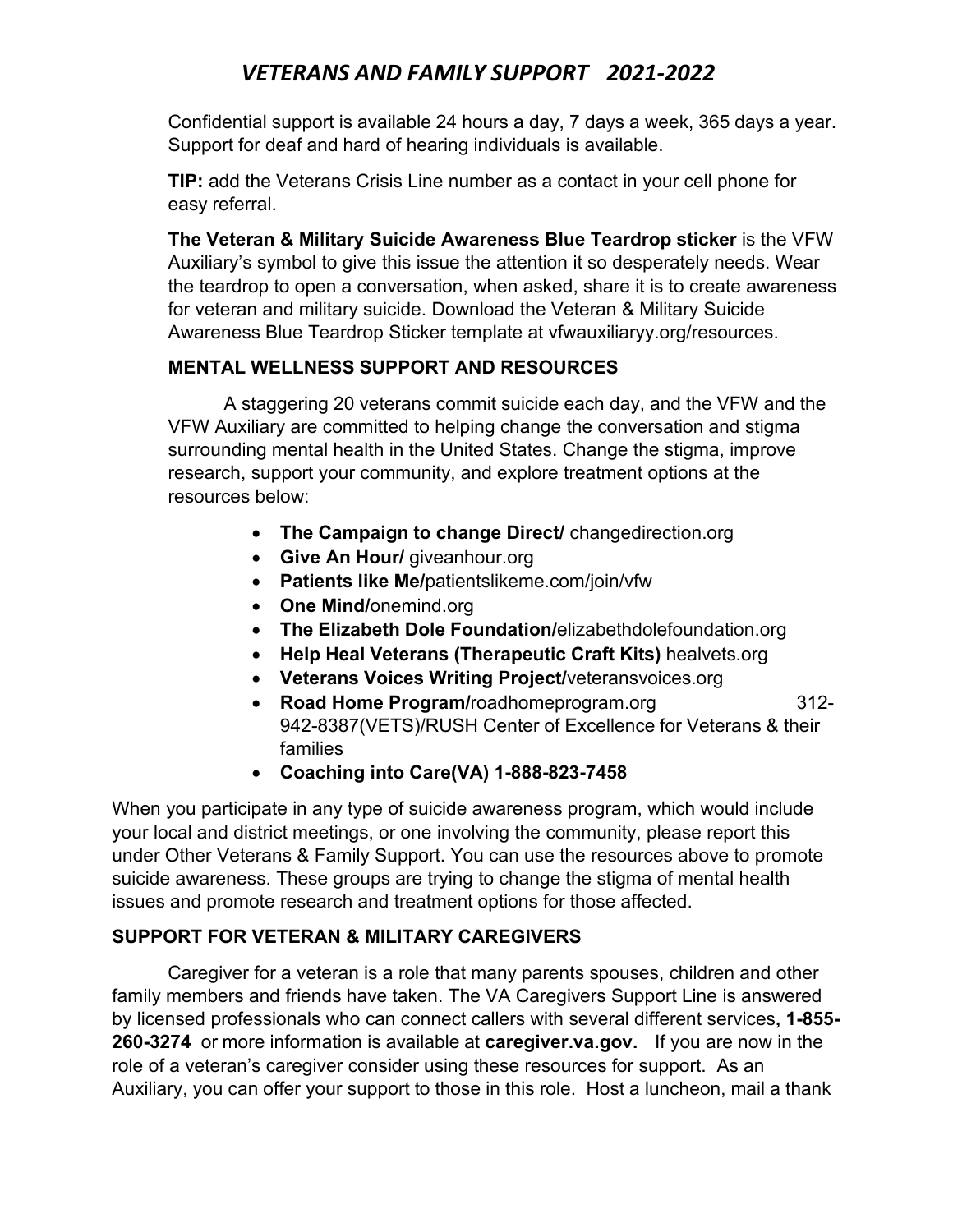Confidential support is available 24 hours a day, 7 days a week, 365 days a year. Support for deaf and hard of hearing individuals is available.

**TIP:** add the Veterans Crisis Line number as a contact in your cell phone for easy referral.

**The Veteran & Military Suicide Awareness Blue Teardrop sticker** is the VFW Auxiliary's symbol to give this issue the attention it so desperately needs. Wear the teardrop to open a conversation, when asked, share it is to create awareness for veteran and military suicide. Download the Veteran & Military Suicide Awareness Blue Teardrop Sticker template at vfwauxiliaryy.org/resources.

**MENTAL WELLNESS SUPPORT AND RESOURCES**

A staggering 20 veterans commit suicide each day, and the VFW and the VFW Auxiliary are committed to helping change the conversation and stigma surrounding mental health in the United States. Change the stigma, improve research, support your community, and explore treatment options at the resources below:

- **The Campaign to change Direct/** changedirection.org
- **Give An Hour/** giveanhour.org
- **Patients like Me/**patientslikeme.com/join/vfw
- **One Mind/**onemind.org
- **The Elizabeth Dole Foundation/**elizabethdolefoundation.org
- **Help Heal Veterans (Therapeutic Craft Kits)** healvets.org
- **Veterans Voices Writing Project/**veteransvoices.org
- **Road Home Program/**roadhomeprogram.org 312-942-8387(VETS)/RUSH Center of Excellence for Veterans & their families
- **Coaching into Care(VA) 1-888-823-7458**

When you participate in any type of suicide awareness program, which would include your local and district meetings, or one involving the community, please report this under Other Veterans & Family Support. You can use the resources above to promote suicide awareness. These groups are trying to change the stigma of mental health issues and promote research and treatment options for those affected.

**SUPPORT FOR VETERAN & MILITARY CAREGIVERS**

Caregiver for a veteran is a role that many parents spouses, children and other family members and friends have taken. The VA Caregivers Support Line is answered by licensed professionals who can connect callers with several different services**, 1-855-260-3274** or more information is available at **caregiver.va.gov.** If you are now in the role of a veteran's caregiver consider using these resources for support. As an Auxiliary, you can offer your support to those in this role. Host a luncheon, mail a thank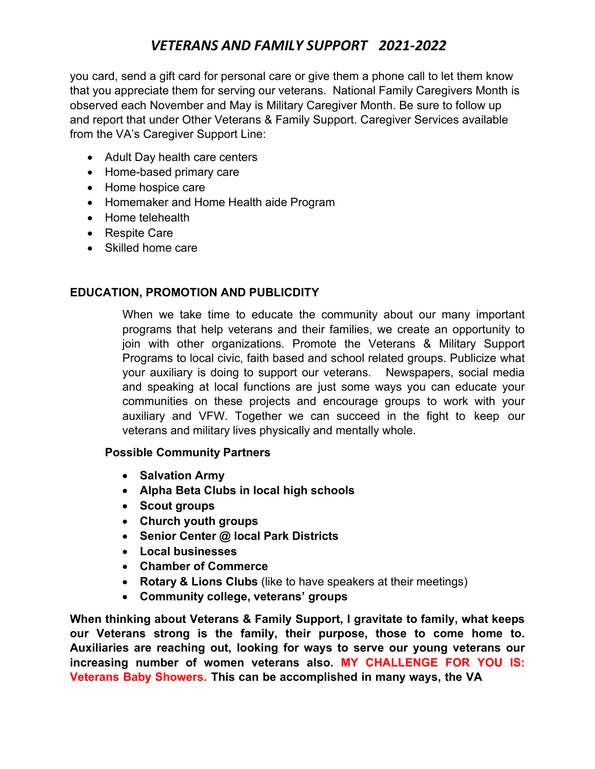you card, send a gift card for personal care or give them a phone call to let them know that you appreciate them for serving our veterans. National Family Caregivers Month is observed each November and May is Military Caregiver Month. Be sure to follow up and report that under Other Veterans & Family Support. Caregiver Services available from the VA's Caregiver Support Line:

- Adult Day health care centers
- Home-based primary care
- Home hospice care
- Homemaker and Home Health aide Program
- Home telehealth
- Respite Care
- Skilled home care

## EDUCATION, PROMOTION AND PUBLICDITY

When we take time to educate the community about our many important programs that help veterans and their families, we create an opportunity to join with other organizations. Promote the Veterans & Military Support Programs to local civic, faith based and school related groups. Publicize what your auxiliary is doing to support our veterans. Newspapers, social media and speaking at local functions are just some ways you can educate your communities on these projects and encourage groups to work with your auxiliary and VFW. Together we can succeed in the fight to keep our veterans and military lives physically and mentally whole.

**Possible Community Partners**

- **Salvation Army**
- **Alpha Beta Clubs in local high schools**
- **Scout groups**
- **Church youth groups**
- **Senior Center @ local Park Districts**
- **Local businesses**
- **Chamber of Commerce**
- **Rotary & Lions Clubs** (like to have speakers at their meetings)
- **Community college, veterans' groups**

**When thinking about Veterans & Family Support, I gravitate to family, what keeps our Veterans strong is the family, their purpose, those to come home to. Auxiliaries are reaching out, looking for ways to serve our young veterans our increasing number of women veterans also. MY CHALLENGE FOR YOU IS: Veterans Baby Showers. This can be accomplished in many ways, the VA**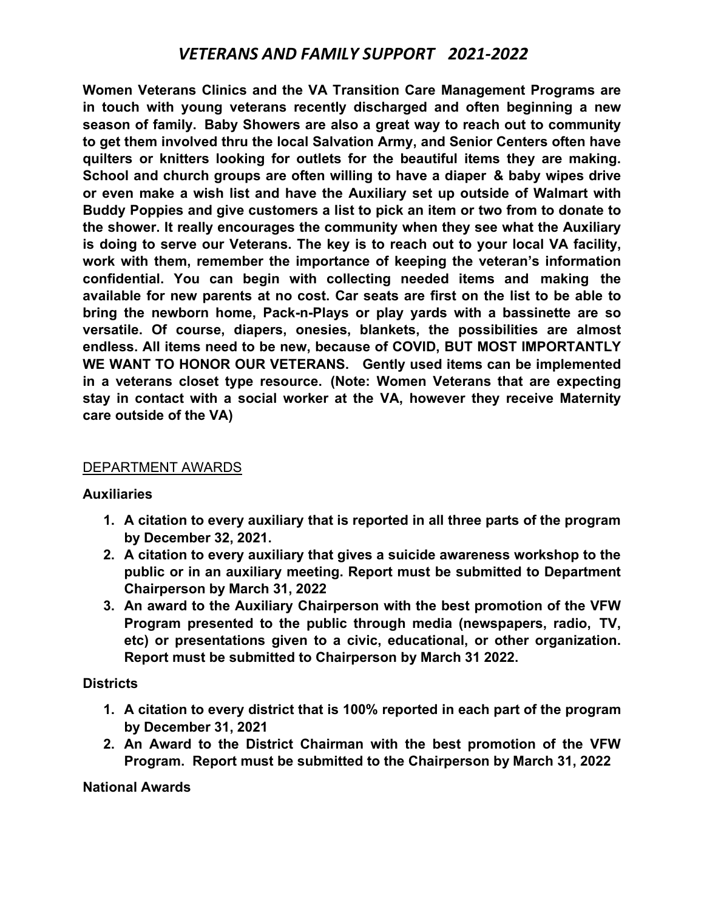# *VETERANS AND FAMILY SUPPORT 2021-2022*

**Women Veterans Clinics and the VA Transition Care Management Programs are in touch with young veterans recently discharged and often beginning a new season of family. Baby Showers are also a great way to reach out to community to get them involved thru the local Salvation Army, and Senior Centers often have quilters or knitters looking for outlets for the beautiful items they are making. School and church groups are often willing to have a diaper & baby wipes drive or even make a wish list and have the Auxiliary set up outside of Walmart with Buddy Poppies and give customers a list to pick an item or two from to donate to the shower. It really encourages the community when they see what the Auxiliary is doing to serve our Veterans. The key is to reach out to your local VA facility, work with them, remember the importance of keeping the veteran's information confidential. You can begin with collecting needed items and making the available for new parents at no cost. Car seats are first on the list to be able to bring the newborn home, Pack-n-Plays or play yards with a bassinette are so versatile. Of course, diapers, onesies, blankets, the possibilities are almost endless. All items need to be new, because of COVID, BUT MOST IMPORTANTLY WE WANT TO HONOR OUR VETERANS. Gently used items can be implemented in a veterans closet type resource. (Note: Women Veterans that are expecting stay in contact with a social worker at the VA, however they receive Maternity care outside of the VA)**

<u>DEPARTMENT AWARDS</u>

**Auxiliaries**

1. **A citation to every auxiliary that is reported in all three parts of the program by December 32, 2021.**
2. **A citation to every auxiliary that gives a suicide awareness workshop to the public or in an auxiliary meeting. Report must be submitted to Department Chairperson by March 31, 2022**
3. **An award to the Auxiliary Chairperson with the best promotion of the VFW Program presented to the public through media (newspapers, radio, TV, etc) or presentations given to a civic, educational, or other organization. Report must be submitted to Chairperson by March 31 2022.**

**Districts**

1. **A citation to every district that is 100% reported in each part of the program by December 31, 2021**
2. **An Award to the District Chairman with the best promotion of the VFW Program. Report must be submitted to the Chairperson by March 31, 2022**

**National Awards**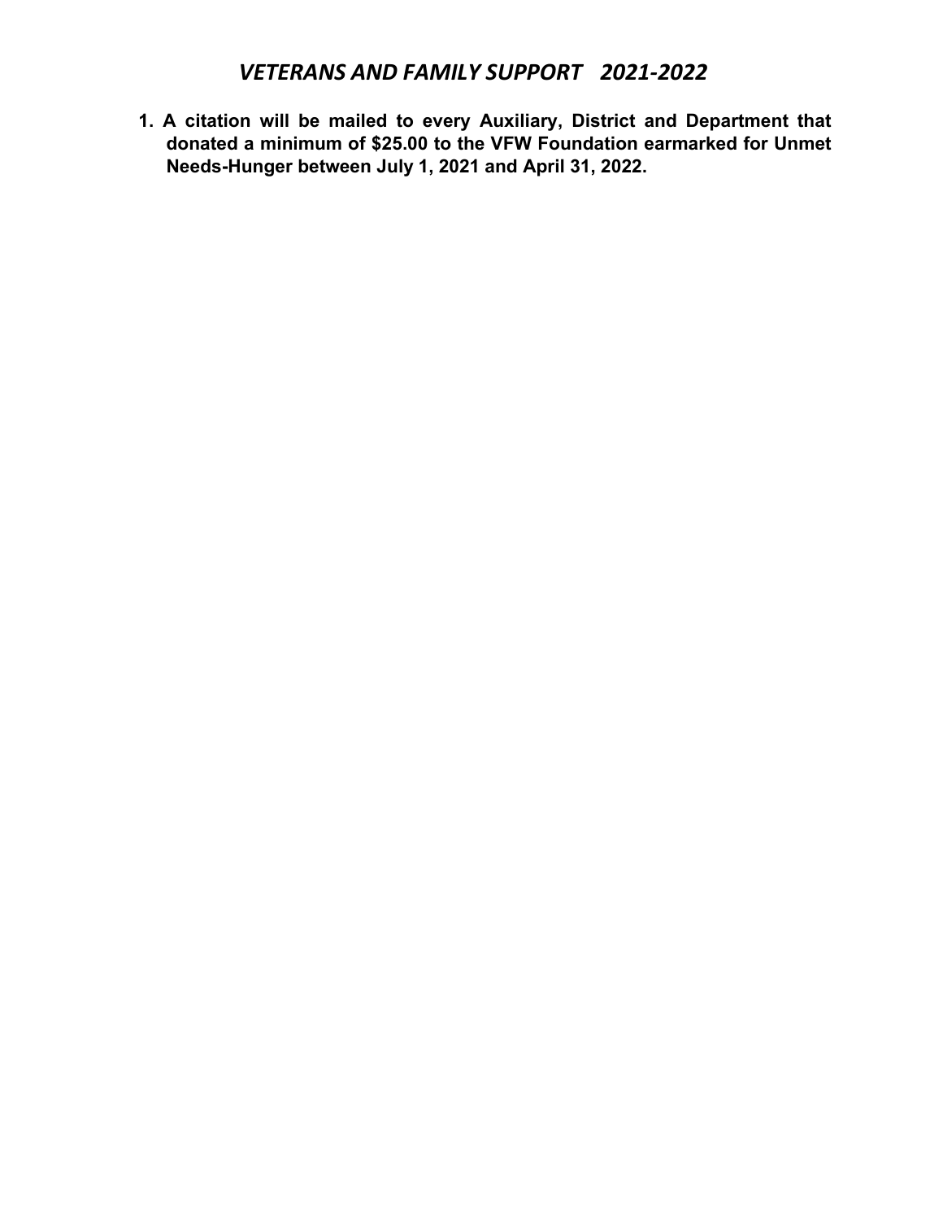# *VETERANS AND FAMILY SUPPORT 2021-2022*

1. **A citation will be mailed to every Auxiliary, District and Department that donated a minimum of $25.00 to the VFW Foundation earmarked for Unmet Needs-Hunger between July 1, 2021 and April 31, 2022.**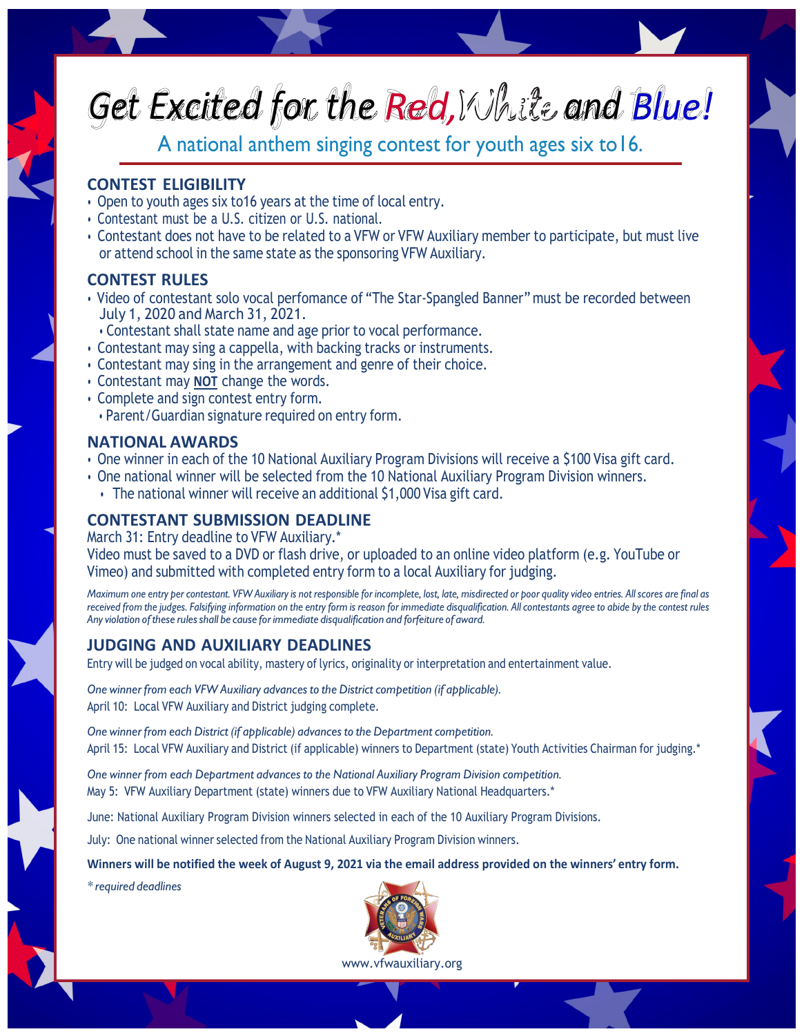# Get Excited for the Red, White and Blue!

## A national anthem singing contest for youth ages six to16.

### CONTEST ELIGIBILITY

- Open to youth ages six to16 years at the time of local entry.
- Contestant must be a U.S. citizen or U.S. national.
- Contestant does not have to be related to a VFW or VFW Auxiliary member to participate, but must live or attend school in the same state as the sponsoring VFW Auxiliary.

### CONTEST RULES

- Video of contestant solo vocal perfomance of "The Star-Spangled Banner" must be recorded between July 1, 2020 and March 31, 2021.
  - Contestant shall state name and age prior to vocal performance.
- Contestant may sing a cappella, with backing tracks or instruments.
- Contestant may sing in the arrangement and genre of their choice.
- Contestant may **NOT** change the words.
- Complete and sign contest entry form.
  - Parent/Guardian signature required on entry form.

### NATIONAL AWARDS

- One winner in each of the 10 National Auxiliary Program Divisions will receive a $100 Visa gift card.
- One national winner will be selected from the 10 National Auxiliary Program Division winners.
  - The national winner will receive an additional $1,000 Visa gift card.

### CONTESTANT SUBMISSION DEADLINE

March 31: Entry deadline to VFW Auxiliary.*

Video must be saved to a DVD or flash drive, or uploaded to an online video platform (e.g. YouTube or Vimeo) and submitted with completed entry form to a local Auxiliary for judging.

*Maximum one entry per contestant. VFW Auxiliary is not responsible for incomplete, lost, late, misdirected or poor quality video entries. All scores are final as received from the judges. Falsifying information on the entry form is reason for immediate disqualification. All contestants agree to abide by the contest rules Any violation of these rules shall be cause for immediate disqualification and forfeiture of award.*

### JUDGING AND AUXILIARY DEADLINES

Entry will be judged on vocal ability, mastery of lyrics, originality or interpretation and entertainment value.

*One winner from each VFW Auxiliary advances to the District competition (if applicable).*
April 10: Local VFW Auxiliary and District judging complete.

*One winner from each District (if applicable) advances to the Department competition.*
April 15: Local VFW Auxiliary and District (if applicable) winners to Department (state) Youth Activities Chairman for judging.*

*One winner from each Department advances to the National Auxiliary Program Division competition.*
May 5: VFW Auxiliary Department (state) winners due to VFW Auxiliary National Headquarters.*

June: National Auxiliary Program Division winners selected in each of the 10 Auxiliary Program Divisions.

July: One national winner selected from the National Auxiliary Program Division winners.

**Winners will be notified the week of August 9, 2021 via the email address provided on the winners' entry form.**

*\* required deadlines*

www.vfwauxiliary.org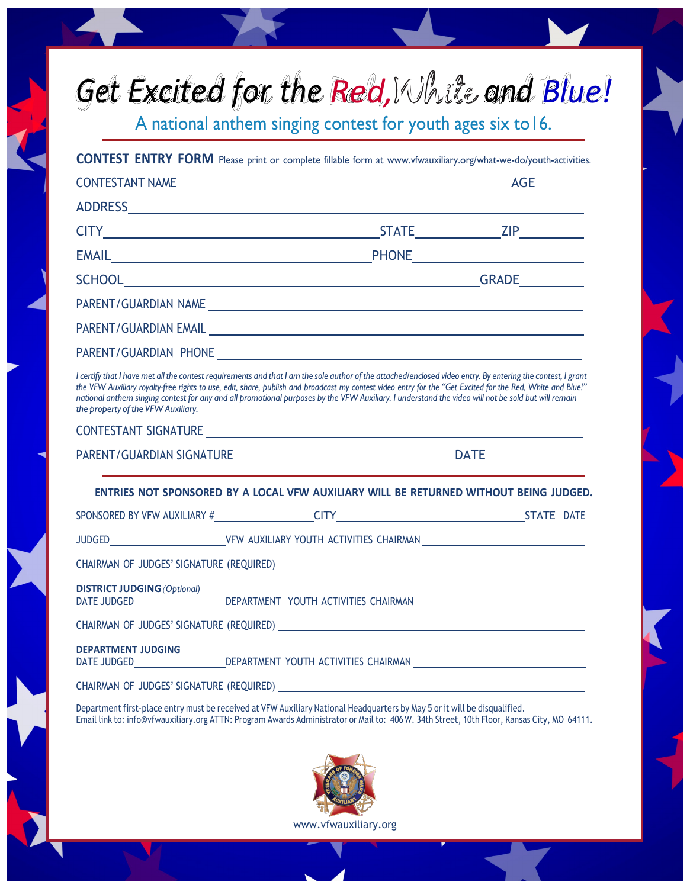# Get Excited for the Red, White and Blue!

A national anthem singing contest for youth ages six to16.

**CONTEST ENTRY FORM** Please print or complete fillable form at www.vfwauxiliary.org/what-we-do/youth-activities.

CONTESTANT NAME_______________________________________ AGE________

ADDRESS_______________________________________________________

CITY_______________________________ STATE____________ ZIP__________

EMAIL_______________________________ PHONE______________________

SCHOOL_______________________________________ GRADE__________

PARENT/GUARDIAN NAME _________________________________________

PARENT/GUARDIAN EMAIL _________________________________________

PARENT/GUARDIAN PHONE _________________________________________

*I certify that I have met all the contest requirements and that I am the sole author of the attached/enclosed video entry. By entering the contest, I grant the VFW Auxiliary royalty-free rights to use, edit, share, publish and broadcast my contest video entry for the "Get Excited for the Red, White and Blue!" national anthem singing contest for any and all promotional purposes by the VFW Auxiliary. I understand the video will not be sold but will remain the property of the VFW Auxiliary.*

CONTESTANT SIGNATURE _________________________________________

PARENT/GUARDIAN SIGNATURE___________________________ DATE ______________

**ENTRIES NOT SPONSORED BY A LOCAL VFW AUXILIARY WILL BE RETURNED WITHOUT BEING JUDGED.**

SPONSORED BY VFW AUXILIARY #_______________ CITY___________________________ STATE DATE

JUDGED____________________ VFW AUXILIARY YOUTH ACTIVITIES CHAIRMAN ___________________________

CHAIRMAN OF JUDGES' SIGNATURE (REQUIRED) _________________________________________

**DISTRICT JUDGING** *(Optional)*
DATE JUDGED_______________ DEPARTMENT YOUTH ACTIVITIES CHAIRMAN ___________________________

CHAIRMAN OF JUDGES' SIGNATURE (REQUIRED) _________________________________________

**DEPARTMENT JUDGING**
DATE JUDGED_______________ DEPARTMENT YOUTH ACTIVITIES CHAIRMAN ___________________________

CHAIRMAN OF JUDGES' SIGNATURE (REQUIRED) _________________________________________

Department first-place entry must be received at VFW Auxiliary National Headquarters by May 5 or it will be disqualified.
Email link to: info@vfwauxiliary.org ATTN: Program Awards Administrator or Mail to: 406 W. 34th Street, 10th Floor, Kansas City, MO 64111.

www.vfwauxiliary.org